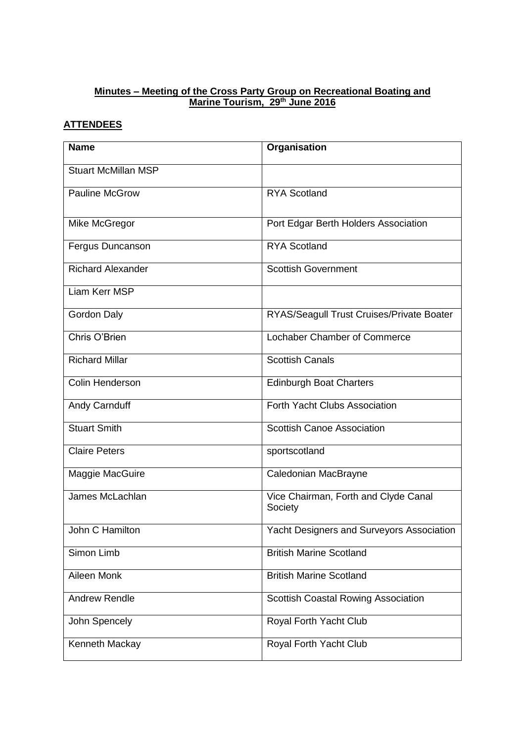**Minutes – Meeting of the Cross Party Group on Recreational Boating and Marine Tourism, 29th June 2016**

**ATTENDEES**

| Name | Organisation |
|---|---|
| Stuart McMillan MSP | |
| Pauline McGrow | RYA Scotland |
| Mike McGregor | Port Edgar Berth Holders Association |
| Fergus Duncanson | RYA Scotland |
| Richard Alexander | Scottish Government |
| Liam Kerr MSP | |
| Gordon Daly | RYAS/Seagull Trust Cruises/Private Boater |
| Chris O'Brien | Lochaber Chamber of Commerce |
| Richard Millar | Scottish Canals |
| Colin Henderson | Edinburgh Boat Charters |
| Andy Carnduff | Forth Yacht Clubs Association |
| Stuart Smith | Scottish Canoe Association |
| Claire Peters | sportscotland |
| Maggie MacGuire | Caledonian MacBrayne |
| James McLachlan | Vice Chairman, Forth and Clyde Canal Society |
| John C Hamilton | Yacht Designers and Surveyors Association |
| Simon Limb | British Marine Scotland |
| Aileen Monk | British Marine Scotland |
| Andrew Rendle | Scottish Coastal Rowing Association |
| John Spencely | Royal Forth Yacht Club |
| Kenneth Mackay | Royal Forth Yacht Club |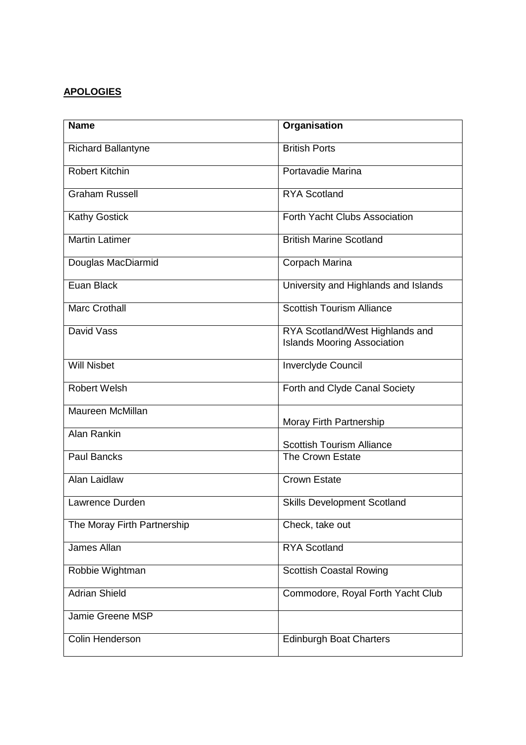**APOLOGIES**

| Name | Organisation |
|---|---|
| Richard Ballantyne | British Ports |
| Robert Kitchin | Portavadie Marina |
| Graham Russell | RYA Scotland |
| Kathy Gostick | Forth Yacht Clubs Association |
| Martin Latimer | British Marine Scotland |
| Douglas MacDiarmid | Corpach Marina |
| Euan Black | University and Highlands and Islands |
| Marc Crothall | Scottish Tourism Alliance |
| David Vass | RYA Scotland/West Highlands and Islands Mooring Association |
| Will Nisbet | Inverclyde Council |
| Robert Welsh | Forth and Clyde Canal Society |
| Maureen McMillan | Moray Firth Partnership |
| Alan Rankin | Scottish Tourism Alliance |
| Paul Bancks | The Crown Estate |
| Alan Laidlaw | Crown Estate |
| Lawrence Durden | Skills Development Scotland |
| The Moray Firth Partnership | Check, take out |
| James Allan | RYA Scotland |
| Robbie Wightman | Scottish Coastal Rowing |
| Adrian Shield | Commodore, Royal Forth Yacht Club |
| Jamie Greene MSP | |
| Colin Henderson | Edinburgh Boat Charters |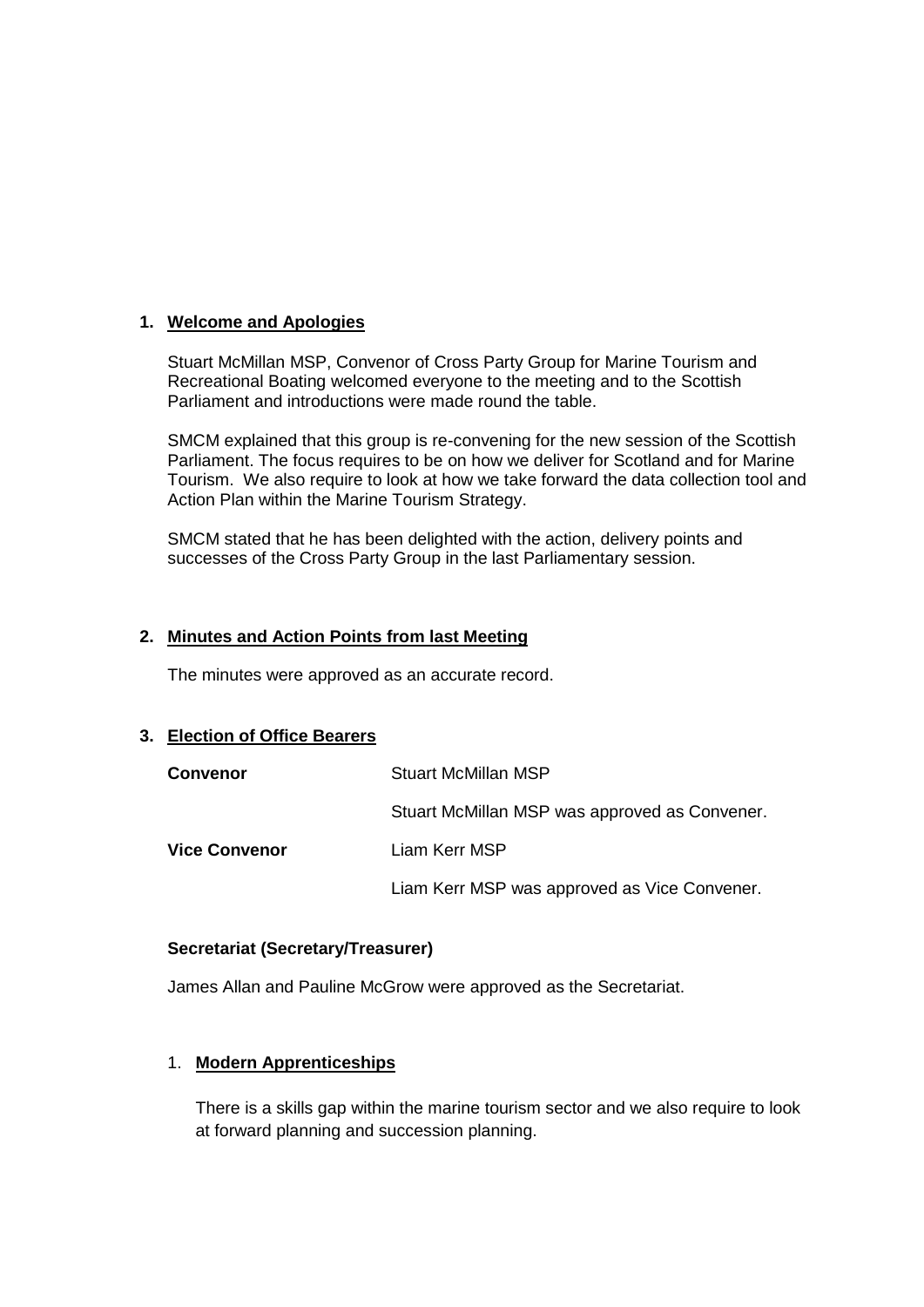## 1. Welcome and Apologies

Stuart McMillan MSP, Convenor of Cross Party Group for Marine Tourism and Recreational Boating welcomed everyone to the meeting and to the Scottish Parliament and introductions were made round the table.

SMCM explained that this group is re-convening for the new session of the Scottish Parliament. The focus requires to be on how we deliver for Scotland and for Marine Tourism. We also require to look at how we take forward the data collection tool and Action Plan within the Marine Tourism Strategy.

SMCM stated that he has been delighted with the action, delivery points and successes of the Cross Party Group in the last Parliamentary session.

## 2. Minutes and Action Points from last Meeting

The minutes were approved as an accurate record.

## 3. Election of Office Bearers

**Convenor** — Stuart McMillan MSP

Stuart McMillan MSP was approved as Convener.

**Vice Convenor** — Liam Kerr MSP

Liam Kerr MSP was approved as Vice Convener.

**Secretariat (Secretary/Treasurer)**

James Allan and Pauline McGrow were approved as the Secretariat.

## 1. Modern Apprenticeships

There is a skills gap within the marine tourism sector and we also require to look at forward planning and succession planning.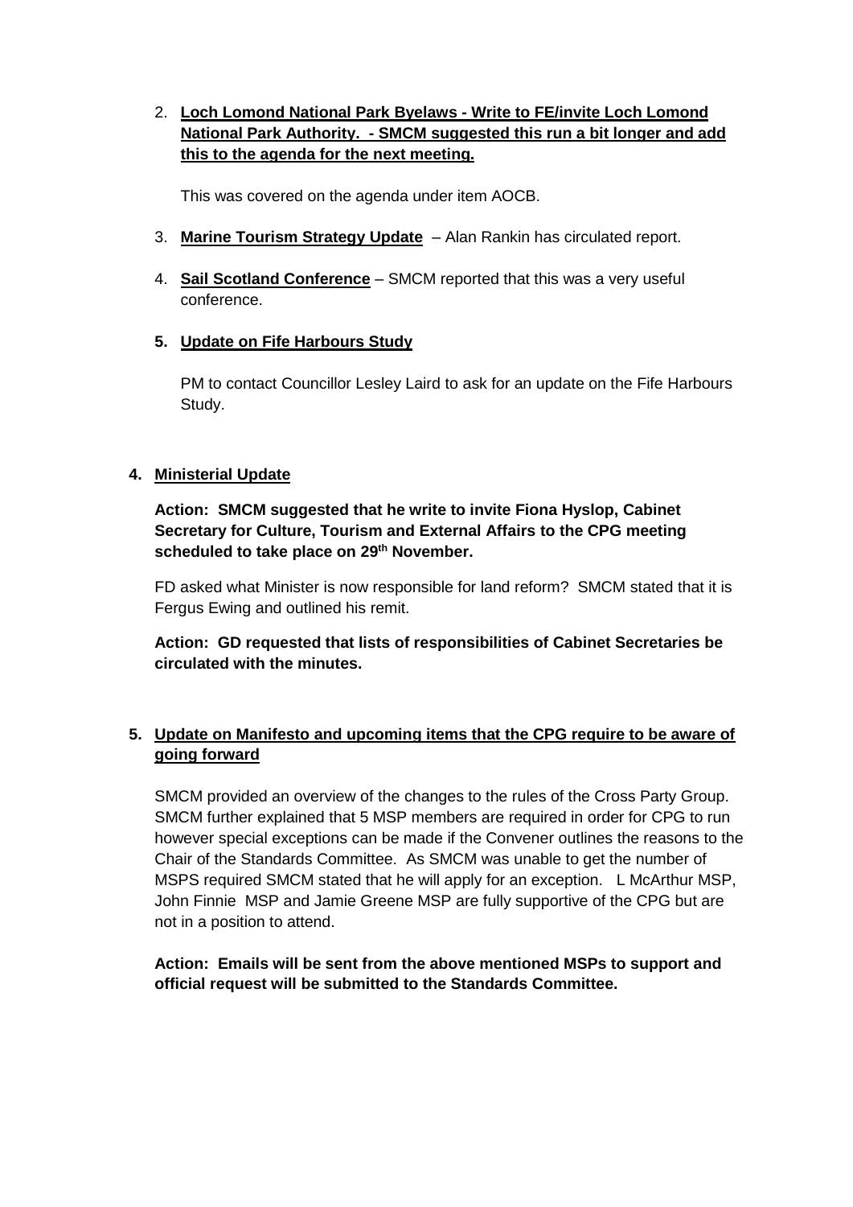2. **Loch Lomond National Park Byelaws - Write to FE/invite Loch Lomond National Park Authority. - SMCM suggested this run a bit longer and add this to the agenda for the next meeting.**

   This was covered on the agenda under item AOCB.

3. **Marine Tourism Strategy Update** – Alan Rankin has circulated report.

4. **Sail Scotland Conference** – SMCM reported that this was a very useful conference.

5. **Update on Fife Harbours Study**

   PM to contact Councillor Lesley Laird to ask for an update on the Fife Harbours Study.

## 4. Ministerial Update

**Action: SMCM suggested that he write to invite Fiona Hyslop, Cabinet Secretary for Culture, Tourism and External Affairs to the CPG meeting scheduled to take place on 29th November.**

FD asked what Minister is now responsible for land reform? SMCM stated that it is Fergus Ewing and outlined his remit.

**Action: GD requested that lists of responsibilities of Cabinet Secretaries be circulated with the minutes.**

## 5. Update on Manifesto and upcoming items that the CPG require to be aware of going forward

SMCM provided an overview of the changes to the rules of the Cross Party Group. SMCM further explained that 5 MSP members are required in order for CPG to run however special exceptions can be made if the Convener outlines the reasons to the Chair of the Standards Committee. As SMCM was unable to get the number of MSPS required SMCM stated that he will apply for an exception. L McArthur MSP, John Finnie MSP and Jamie Greene MSP are fully supportive of the CPG but are not in a position to attend.

**Action: Emails will be sent from the above mentioned MSPs to support and official request will be submitted to the Standards Committee.**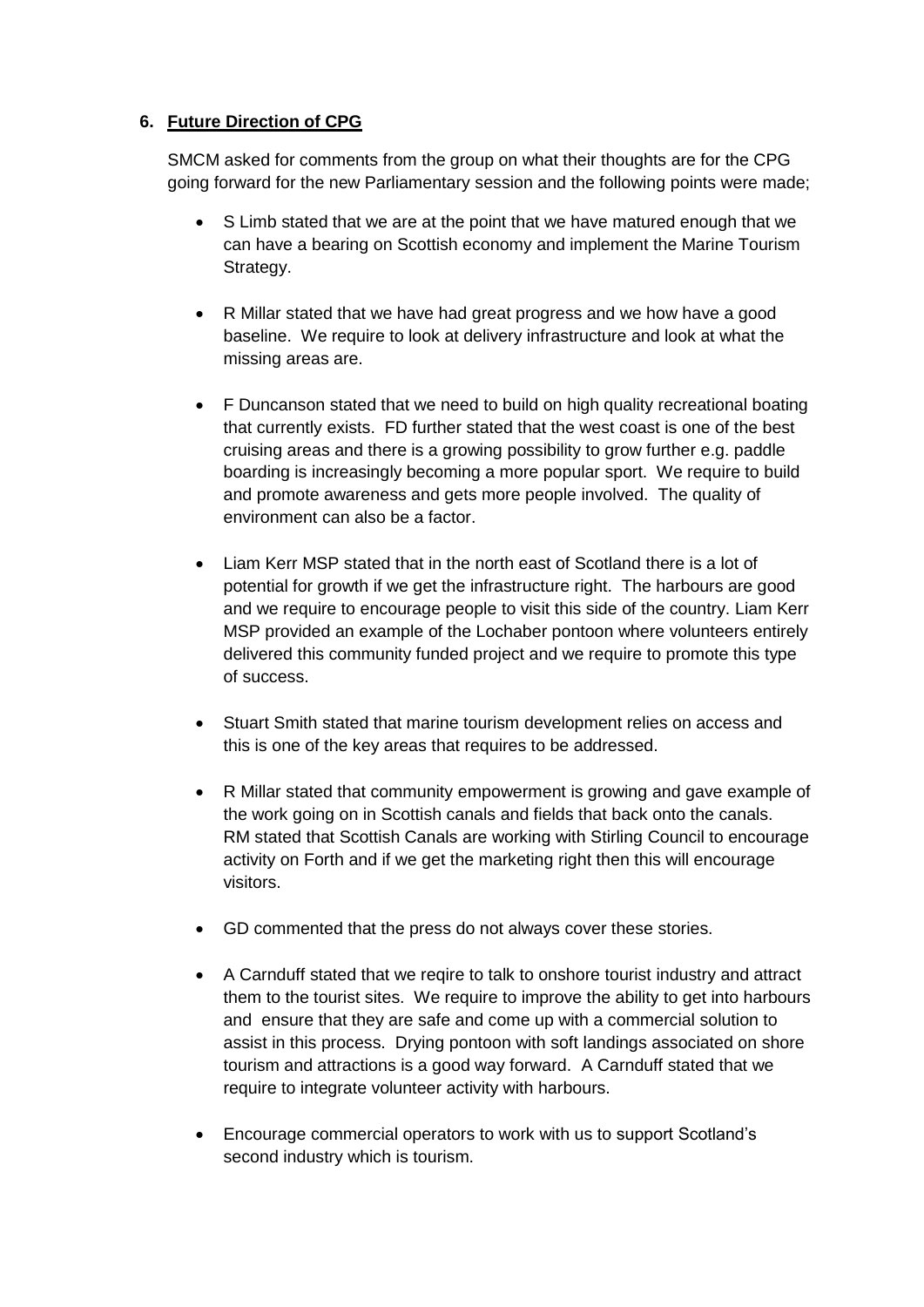## 6. **Future Direction of CPG**

SMCM asked for comments from the group on what their thoughts are for the CPG going forward for the new Parliamentary session and the following points were made;

- S Limb stated that we are at the point that we have matured enough that we can have a bearing on Scottish economy and implement the Marine Tourism Strategy.

- R Millar stated that we have had great progress and we how have a good baseline. We require to look at delivery infrastructure and look at what the missing areas are.

- F Duncanson stated that we need to build on high quality recreational boating that currently exists. FD further stated that the west coast is one of the best cruising areas and there is a growing possibility to grow further e.g. paddle boarding is increasingly becoming a more popular sport. We require to build and promote awareness and gets more people involved. The quality of environment can also be a factor.

- Liam Kerr MSP stated that in the north east of Scotland there is a lot of potential for growth if we get the infrastructure right. The harbours are good and we require to encourage people to visit this side of the country. Liam Kerr MSP provided an example of the Lochaber pontoon where volunteers entirely delivered this community funded project and we require to promote this type of success.

- Stuart Smith stated that marine tourism development relies on access and this is one of the key areas that requires to be addressed.

- R Millar stated that community empowerment is growing and gave example of the work going on in Scottish canals and fields that back onto the canals. RM stated that Scottish Canals are working with Stirling Council to encourage activity on Forth and if we get the marketing right then this will encourage visitors.

- GD commented that the press do not always cover these stories.

- A Carnduff stated that we reqire to talk to onshore tourist industry and attract them to the tourist sites. We require to improve the ability to get into harbours and ensure that they are safe and come up with a commercial solution to assist in this process. Drying pontoon with soft landings associated on shore tourism and attractions is a good way forward. A Carnduff stated that we require to integrate volunteer activity with harbours.

- Encourage commercial operators to work with us to support Scotland's second industry which is tourism.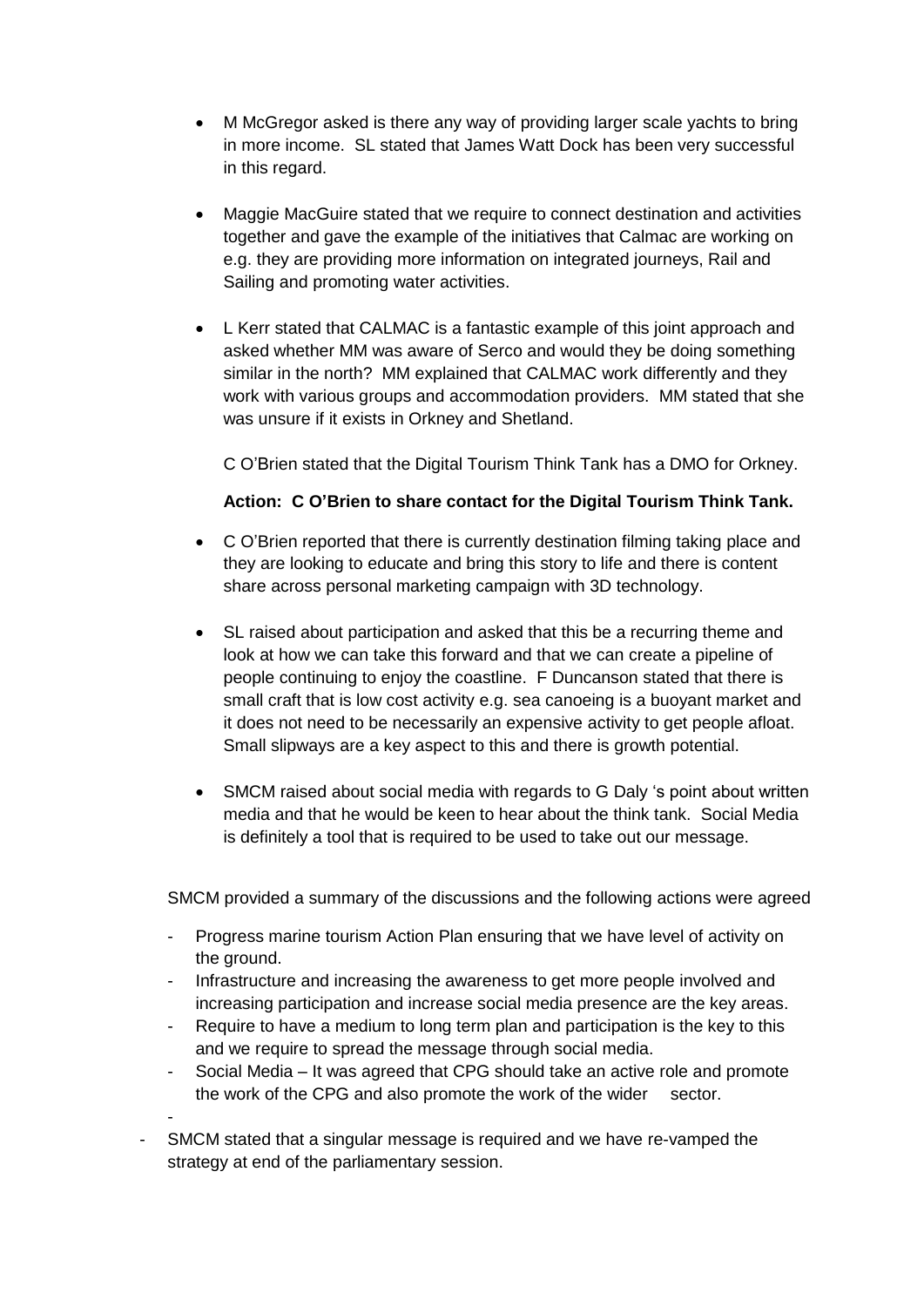- M McGregor asked is there any way of providing larger scale yachts to bring in more income. SL stated that James Watt Dock has been very successful in this regard.

- Maggie MacGuire stated that we require to connect destination and activities together and gave the example of the initiatives that Calmac are working on e.g. they are providing more information on integrated journeys, Rail and Sailing and promoting water activities.

- L Kerr stated that CALMAC is a fantastic example of this joint approach and asked whether MM was aware of Serco and would they be doing something similar in the north? MM explained that CALMAC work differently and they work with various groups and accommodation providers. MM stated that she was unsure if it exists in Orkney and Shetland.

  C O'Brien stated that the Digital Tourism Think Tank has a DMO for Orkney.

  **Action: C O'Brien to share contact for the Digital Tourism Think Tank.**

- C O'Brien reported that there is currently destination filming taking place and they are looking to educate and bring this story to life and there is content share across personal marketing campaign with 3D technology.

- SL raised about participation and asked that this be a recurring theme and look at how we can take this forward and that we can create a pipeline of people continuing to enjoy the coastline. F Duncanson stated that there is small craft that is low cost activity e.g. sea canoeing is a buoyant market and it does not need to be necessarily an expensive activity to get people afloat. Small slipways are a key aspect to this and there is growth potential.

- SMCM raised about social media with regards to G Daly 's point about written media and that he would be keen to hear about the think tank. Social Media is definitely a tool that is required to be used to take out our message.

SMCM provided a summary of the discussions and the following actions were agreed

- Progress marine tourism Action Plan ensuring that we have level of activity on the ground.
- Infrastructure and increasing the awareness to get more people involved and increasing participation and increase social media presence are the key areas.
- Require to have a medium to long term plan and participation is the key to this and we require to spread the message through social media.
- Social Media – It was agreed that CPG should take an active role and promote the work of the CPG and also promote the work of the wider sector.
-

- SMCM stated that a singular message is required and we have re-vamped the strategy at end of the parliamentary session.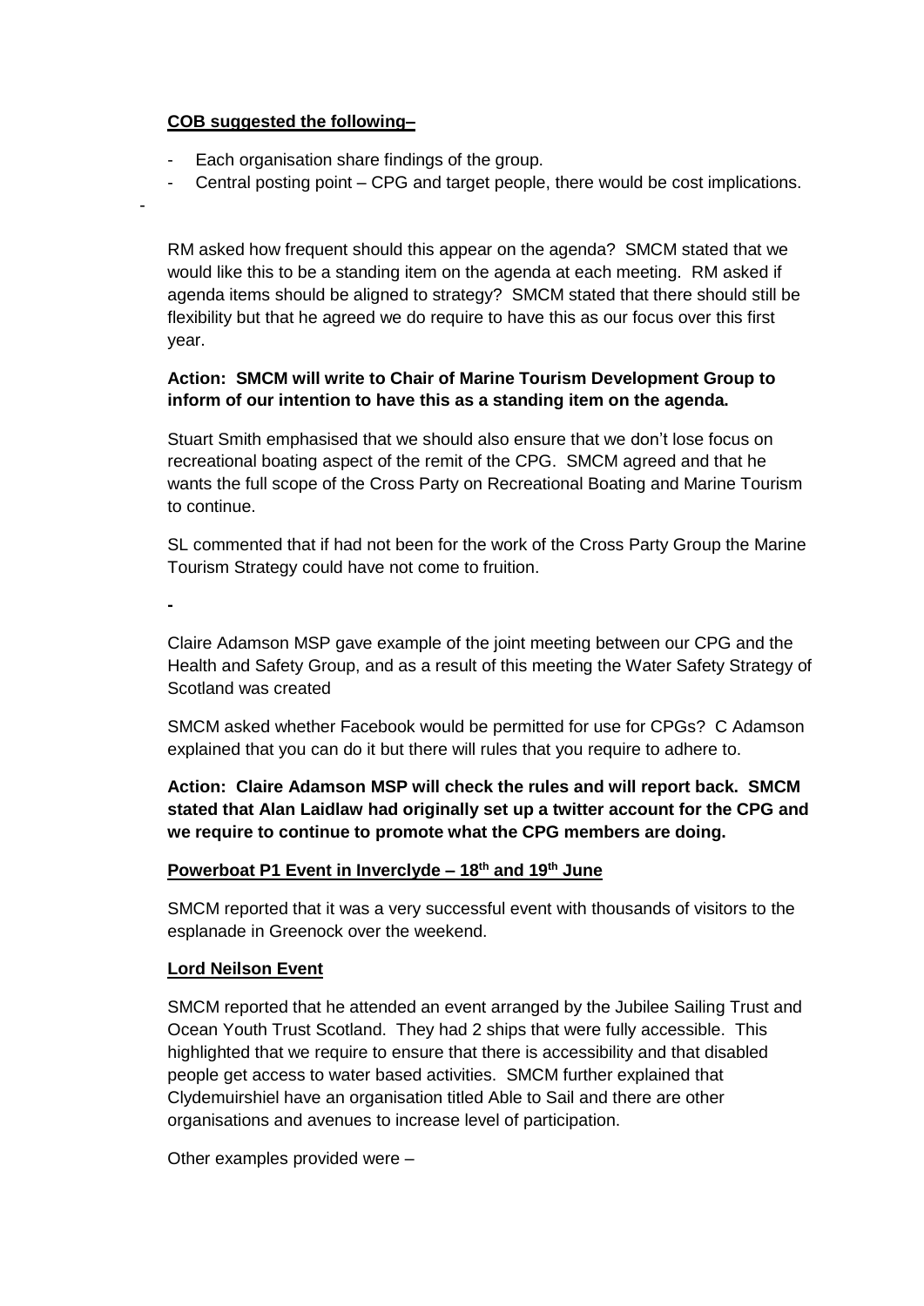**COB suggested the following–**

- Each organisation share findings of the group.
- Central posting point – CPG and target people, there would be cost implications.

-

RM asked how frequent should this appear on the agenda? SMCM stated that we would like this to be a standing item on the agenda at each meeting. RM asked if agenda items should be aligned to strategy? SMCM stated that there should still be flexibility but that he agreed we do require to have this as our focus over this first year.

**Action: SMCM will write to Chair of Marine Tourism Development Group to inform of our intention to have this as a standing item on the agenda.**

Stuart Smith emphasised that we should also ensure that we don't lose focus on recreational boating aspect of the remit of the CPG. SMCM agreed and that he wants the full scope of the Cross Party on Recreational Boating and Marine Tourism to continue.

SL commented that if had not been for the work of the Cross Party Group the Marine Tourism Strategy could have not come to fruition.

-

Claire Adamson MSP gave example of the joint meeting between our CPG and the Health and Safety Group, and as a result of this meeting the Water Safety Strategy of Scotland was created

SMCM asked whether Facebook would be permitted for use for CPGs? C Adamson explained that you can do it but there will rules that you require to adhere to.

**Action: Claire Adamson MSP will check the rules and will report back. SMCM stated that Alan Laidlaw had originally set up a twitter account for the CPG and we require to continue to promote what the CPG members are doing.**

**Powerboat P1 Event in Inverclyde – 18th and 19th June**

SMCM reported that it was a very successful event with thousands of visitors to the esplanade in Greenock over the weekend.

**Lord Neilson Event**

SMCM reported that he attended an event arranged by the Jubilee Sailing Trust and Ocean Youth Trust Scotland. They had 2 ships that were fully accessible. This highlighted that we require to ensure that there is accessibility and that disabled people get access to water based activities. SMCM further explained that Clydemuirshiel have an organisation titled Able to Sail and there are other organisations and avenues to increase level of participation.

Other examples provided were –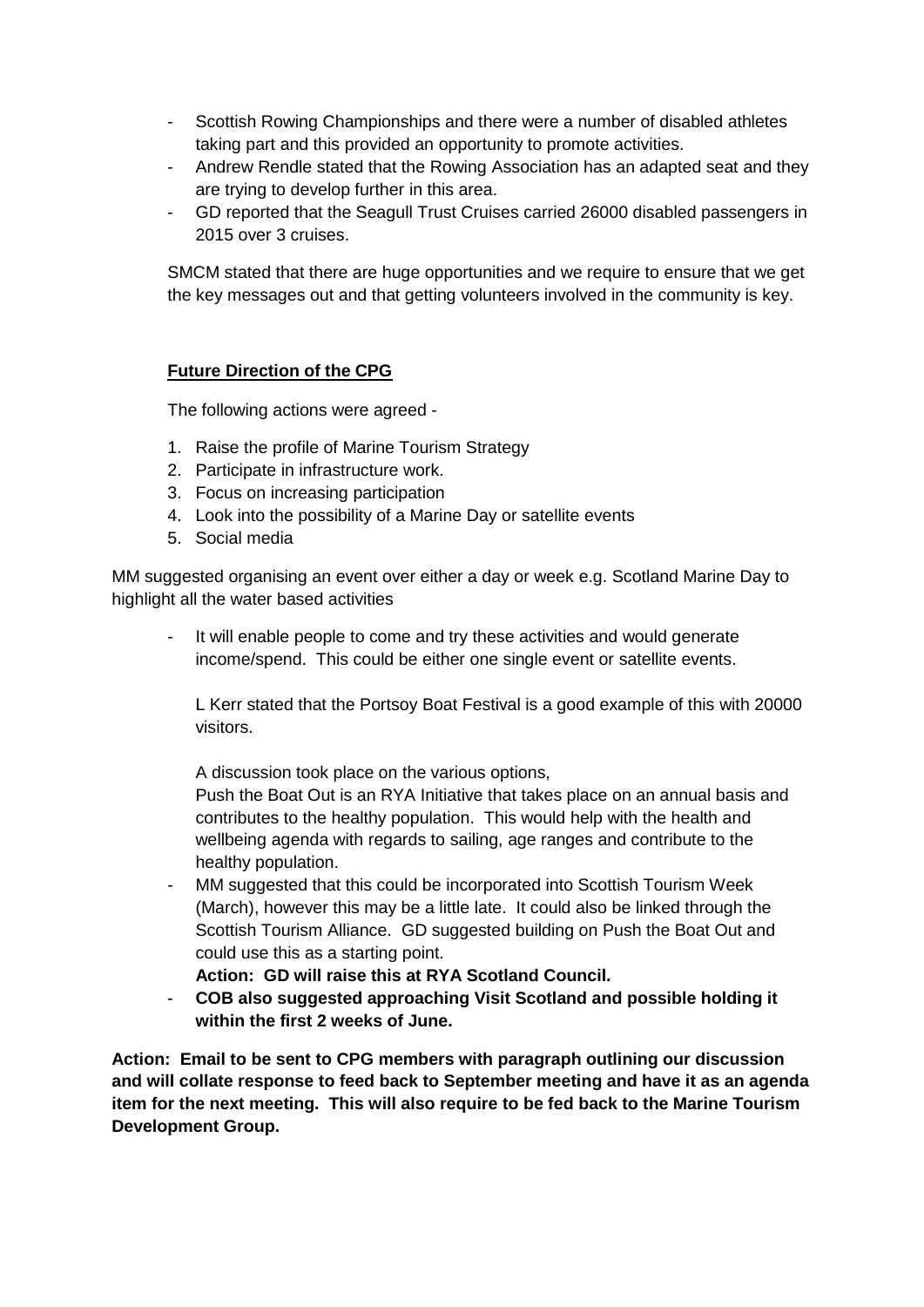- Scottish Rowing Championships and there were a number of disabled athletes taking part and this provided an opportunity to promote activities.
- Andrew Rendle stated that the Rowing Association has an adapted seat and they are trying to develop further in this area.
- GD reported that the Seagull Trust Cruises carried 26000 disabled passengers in 2015 over 3 cruises.

SMCM stated that there are huge opportunities and we require to ensure that we get the key messages out and that getting volunteers involved in the community is key.

**Future Direction of the CPG**

The following actions were agreed -

1. Raise the profile of Marine Tourism Strategy
2. Participate in infrastructure work.
3. Focus on increasing participation
4. Look into the possibility of a Marine Day or satellite events
5. Social media

MM suggested organising an event over either a day or week e.g. Scotland Marine Day to highlight all the water based activities

- It will enable people to come and try these activities and would generate income/spend. This could be either one single event or satellite events.

  L Kerr stated that the Portsoy Boat Festival is a good example of this with 20000 visitors.

  A discussion took place on the various options,
  Push the Boat Out is an RYA Initiative that takes place on an annual basis and contributes to the healthy population. This would help with the health and wellbeing agenda with regards to sailing, age ranges and contribute to the healthy population.
- MM suggested that this could be incorporated into Scottish Tourism Week (March), however this may be a little late. It could also be linked through the Scottish Tourism Alliance. GD suggested building on Push the Boat Out and could use this as a starting point.
  **Action: GD will raise this at RYA Scotland Council.**
- **COB also suggested approaching Visit Scotland and possible holding it within the first 2 weeks of June.**

**Action: Email to be sent to CPG members with paragraph outlining our discussion and will collate response to feed back to September meeting and have it as an agenda item for the next meeting. This will also require to be fed back to the Marine Tourism Development Group.**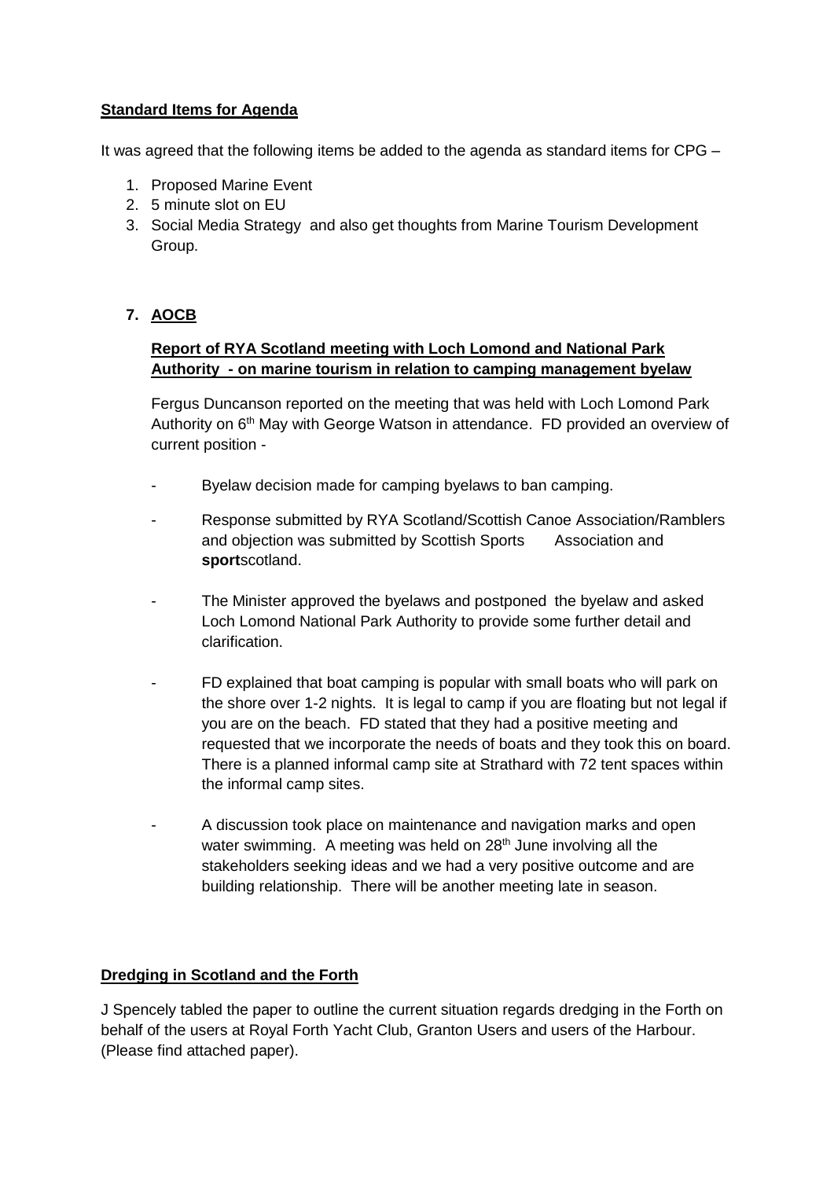**Standard Items for Agenda**

It was agreed that the following items be added to the agenda as standard items for CPG –

1. Proposed Marine Event
2. 5 minute slot on EU
3. Social Media Strategy and also get thoughts from Marine Tourism Development Group.

**7. AOCB**

**Report of RYA Scotland meeting with Loch Lomond and National Park Authority - on marine tourism in relation to camping management byelaw**

Fergus Duncanson reported on the meeting that was held with Loch Lomond Park Authority on 6th May with George Watson in attendance. FD provided an overview of current position -

- Byelaw decision made for camping byelaws to ban camping.
- Response submitted by RYA Scotland/Scottish Canoe Association/Ramblers and objection was submitted by Scottish Sports Association and **sport**scotland.
- The Minister approved the byelaws and postponed the byelaw and asked Loch Lomond National Park Authority to provide some further detail and clarification.
- FD explained that boat camping is popular with small boats who will park on the shore over 1-2 nights. It is legal to camp if you are floating but not legal if you are on the beach. FD stated that they had a positive meeting and requested that we incorporate the needs of boats and they took this on board. There is a planned informal camp site at Strathard with 72 tent spaces within the informal camp sites.
- A discussion took place on maintenance and navigation marks and open water swimming. A meeting was held on 28th June involving all the stakeholders seeking ideas and we had a very positive outcome and are building relationship. There will be another meeting late in season.

**Dredging in Scotland and the Forth**

J Spencely tabled the paper to outline the current situation regards dredging in the Forth on behalf of the users at Royal Forth Yacht Club, Granton Users and users of the Harbour. (Please find attached paper).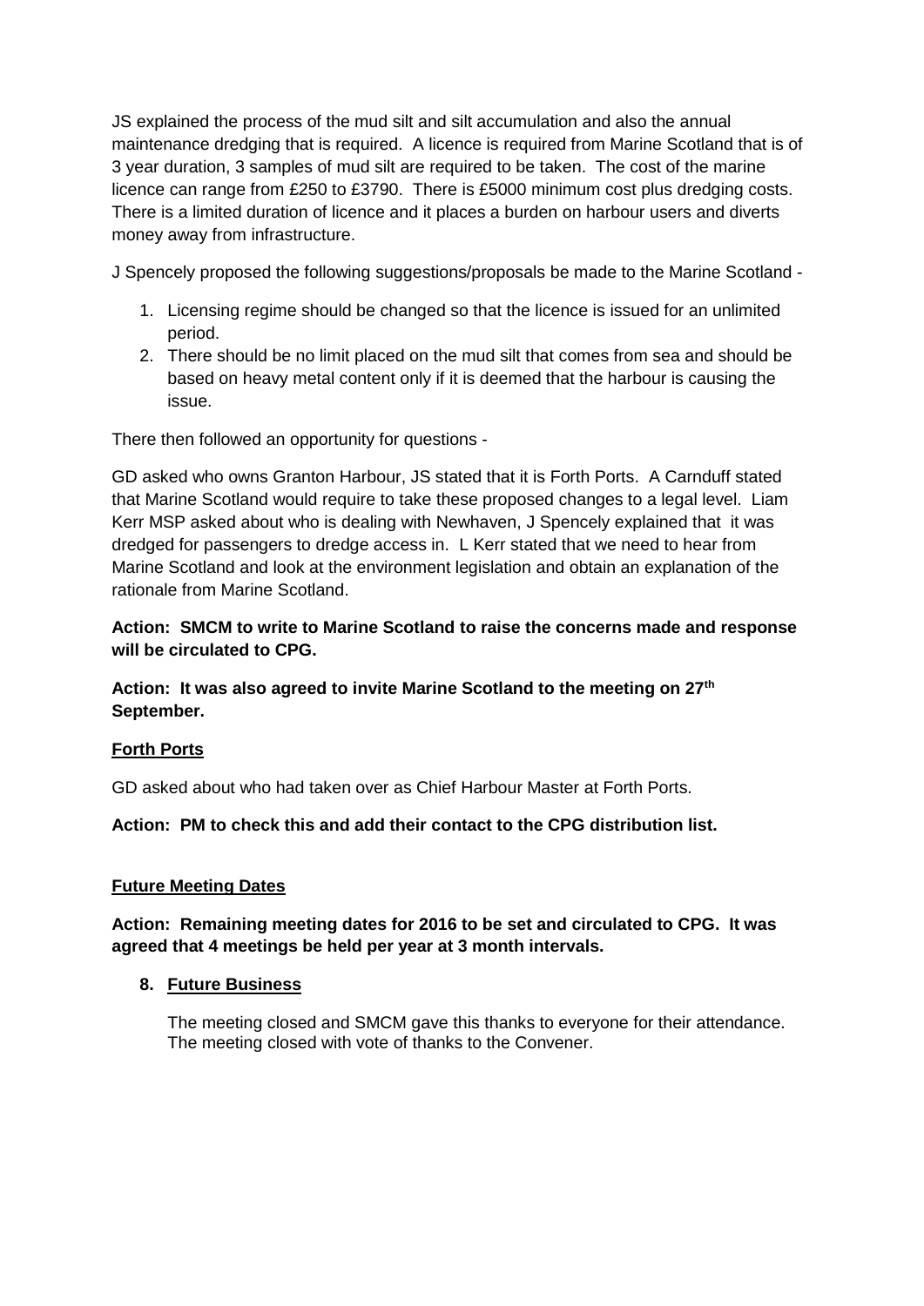JS explained the process of the mud silt and silt accumulation and also the annual maintenance dredging that is required. A licence is required from Marine Scotland that is of 3 year duration, 3 samples of mud silt are required to be taken. The cost of the marine licence can range from £250 to £3790. There is £5000 minimum cost plus dredging costs. There is a limited duration of licence and it places a burden on harbour users and diverts money away from infrastructure.

J Spencely proposed the following suggestions/proposals be made to the Marine Scotland -

1. Licensing regime should be changed so that the licence is issued for an unlimited period.
2. There should be no limit placed on the mud silt that comes from sea and should be based on heavy metal content only if it is deemed that the harbour is causing the issue.

There then followed an opportunity for questions -

GD asked who owns Granton Harbour, JS stated that it is Forth Ports. A Carnduff stated that Marine Scotland would require to take these proposed changes to a legal level. Liam Kerr MSP asked about who is dealing with Newhaven, J Spencely explained that it was dredged for passengers to dredge access in. L Kerr stated that we need to hear from Marine Scotland and look at the environment legislation and obtain an explanation of the rationale from Marine Scotland.

**Action: SMCM to write to Marine Scotland to raise the concerns made and response will be circulated to CPG.**

**Action: It was also agreed to invite Marine Scotland to the meeting on 27th September.**

**Forth Ports**

GD asked about who had taken over as Chief Harbour Master at Forth Ports.

**Action: PM to check this and add their contact to the CPG distribution list.**

**Future Meeting Dates**

**Action: Remaining meeting dates for 2016 to be set and circulated to CPG. It was agreed that 4 meetings be held per year at 3 month intervals.**

8. **Future Business**

   The meeting closed and SMCM gave this thanks to everyone for their attendance. The meeting closed with vote of thanks to the Convener.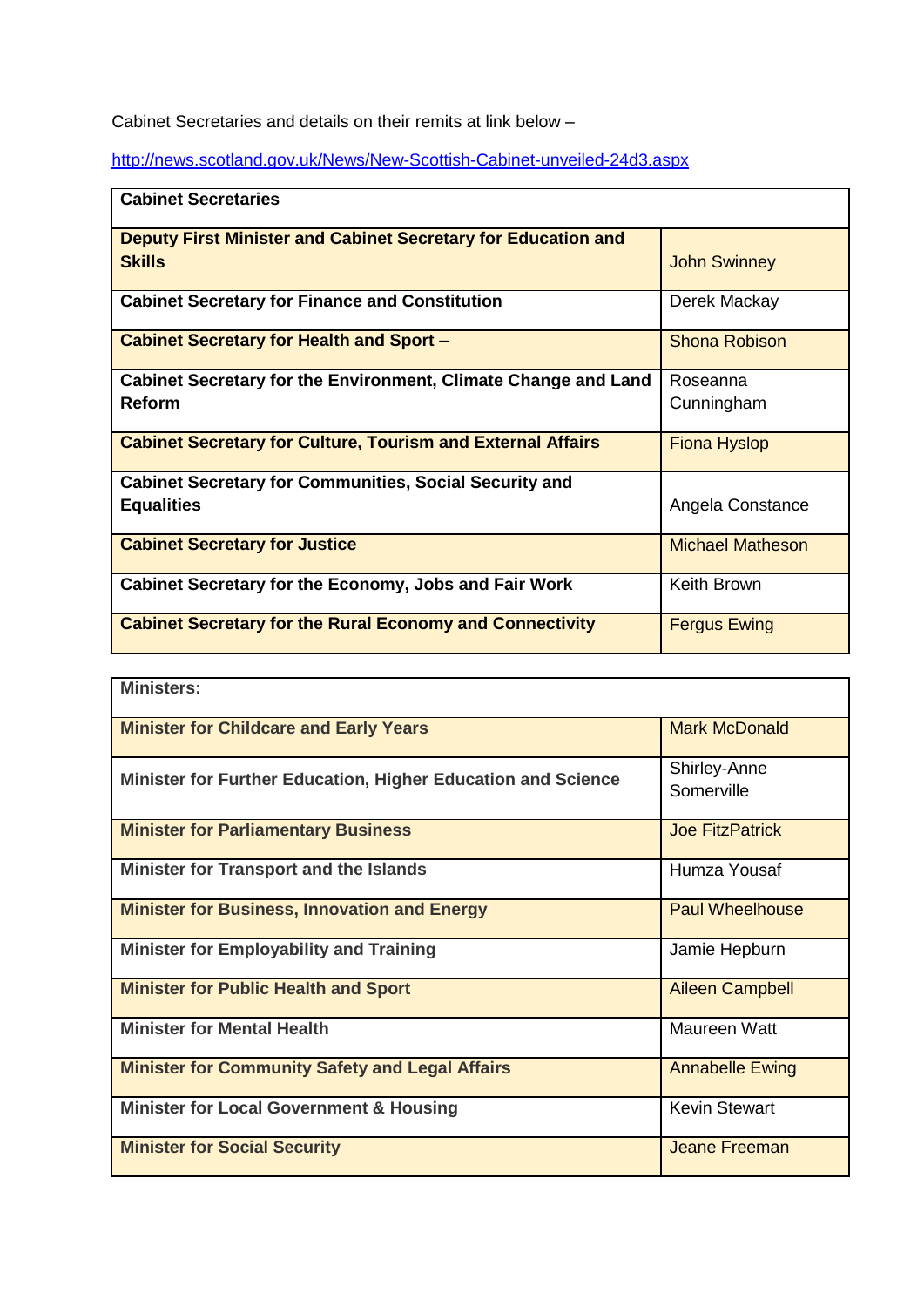Cabinet Secretaries and details on their remits at link below –

http://news.scotland.gov.uk/News/New-Scottish-Cabinet-unveiled-24d3.aspx

| **Cabinet Secretaries** | |
|---|---|
| **Deputy First Minister and Cabinet Secretary for Education and Skills** | John Swinney |
| **Cabinet Secretary for Finance and Constitution** | Derek Mackay |
| **Cabinet Secretary for Health and Sport –** | Shona Robison |
| **Cabinet Secretary for the Environment, Climate Change and Land Reform** | Roseanna Cunningham |
| **Cabinet Secretary for Culture, Tourism and External Affairs** | Fiona Hyslop |
| **Cabinet Secretary for Communities, Social Security and Equalities** | Angela Constance |
| **Cabinet Secretary for Justice** | Michael Matheson |
| **Cabinet Secretary for the Economy, Jobs and Fair Work** | Keith Brown |
| **Cabinet Secretary for the Rural Economy and Connectivity** | Fergus Ewing |

| **Ministers:** | |
|---|---|
| **Minister for Childcare and Early Years** | Mark McDonald |
| **Minister for Further Education, Higher Education and Science** | Shirley-Anne Somerville |
| **Minister for Parliamentary Business** | Joe FitzPatrick |
| **Minister for Transport and the Islands** | Humza Yousaf |
| **Minister for Business, Innovation and Energy** | Paul Wheelhouse |
| **Minister for Employability and Training** | Jamie Hepburn |
| **Minister for Public Health and Sport** | Aileen Campbell |
| **Minister for Mental Health** | Maureen Watt |
| **Minister for Community Safety and Legal Affairs** | Annabelle Ewing |
| **Minister for Local Government & Housing** | Kevin Stewart |
| **Minister for Social Security** | Jeane Freeman |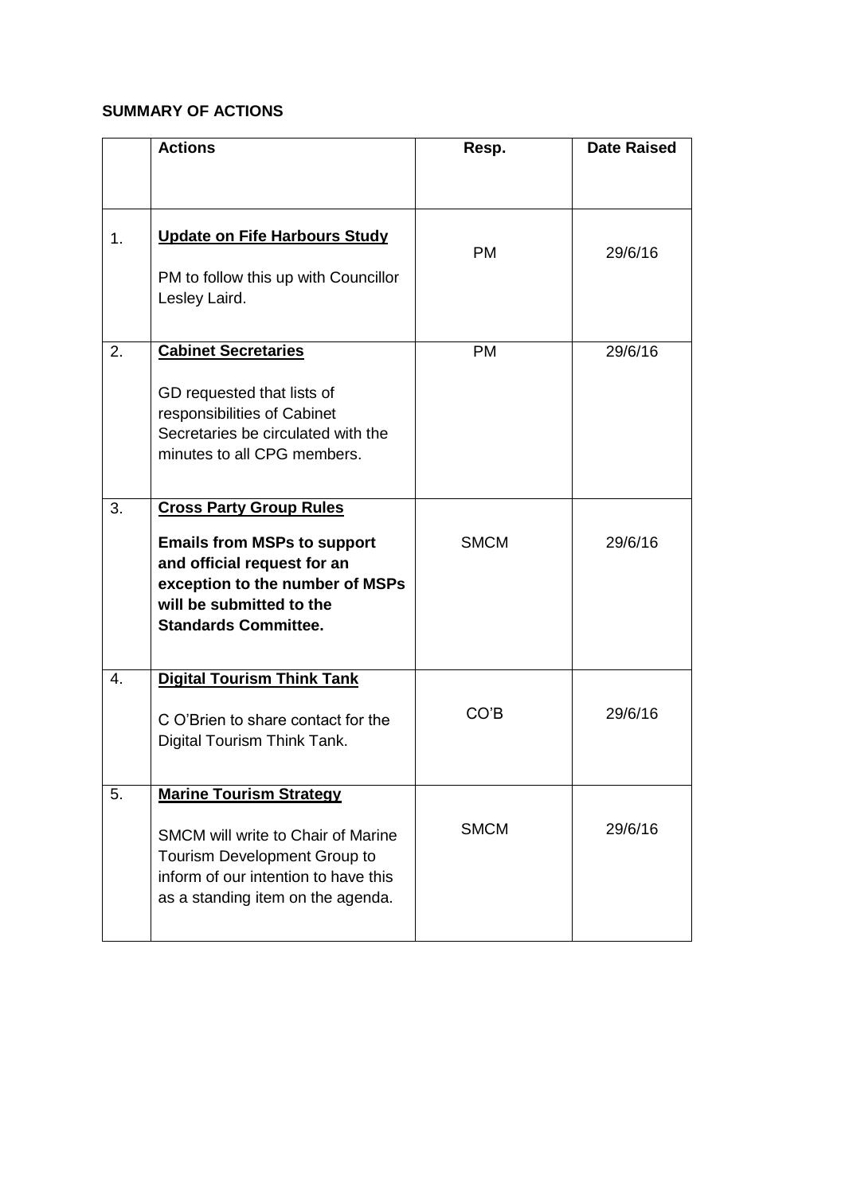**SUMMARY OF ACTIONS**

| | Actions | Resp. | Date Raised |
|---|---|---|---|
| 1. | **Update on Fife Harbours Study**<br><br>PM to follow this up with Councillor Lesley Laird. | PM | 29/6/16 |
| 2. | **Cabinet Secretaries**<br><br>GD requested that lists of responsibilities of Cabinet Secretaries be circulated with the minutes to all CPG members. | PM | 29/6/16 |
| 3. | **Cross Party Group Rules**<br><br>**Emails from MSPs to support and official request for an exception to the number of MSPs will be submitted to the Standards Committee.** | SMCM | 29/6/16 |
| 4. | **Digital Tourism Think Tank**<br><br>C O'Brien to share contact for the Digital Tourism Think Tank. | CO'B | 29/6/16 |
| 5. | **Marine Tourism Strategy**<br><br>SMCM will write to Chair of Marine Tourism Development Group to inform of our intention to have this as a standing item on the agenda. | SMCM | 29/6/16 |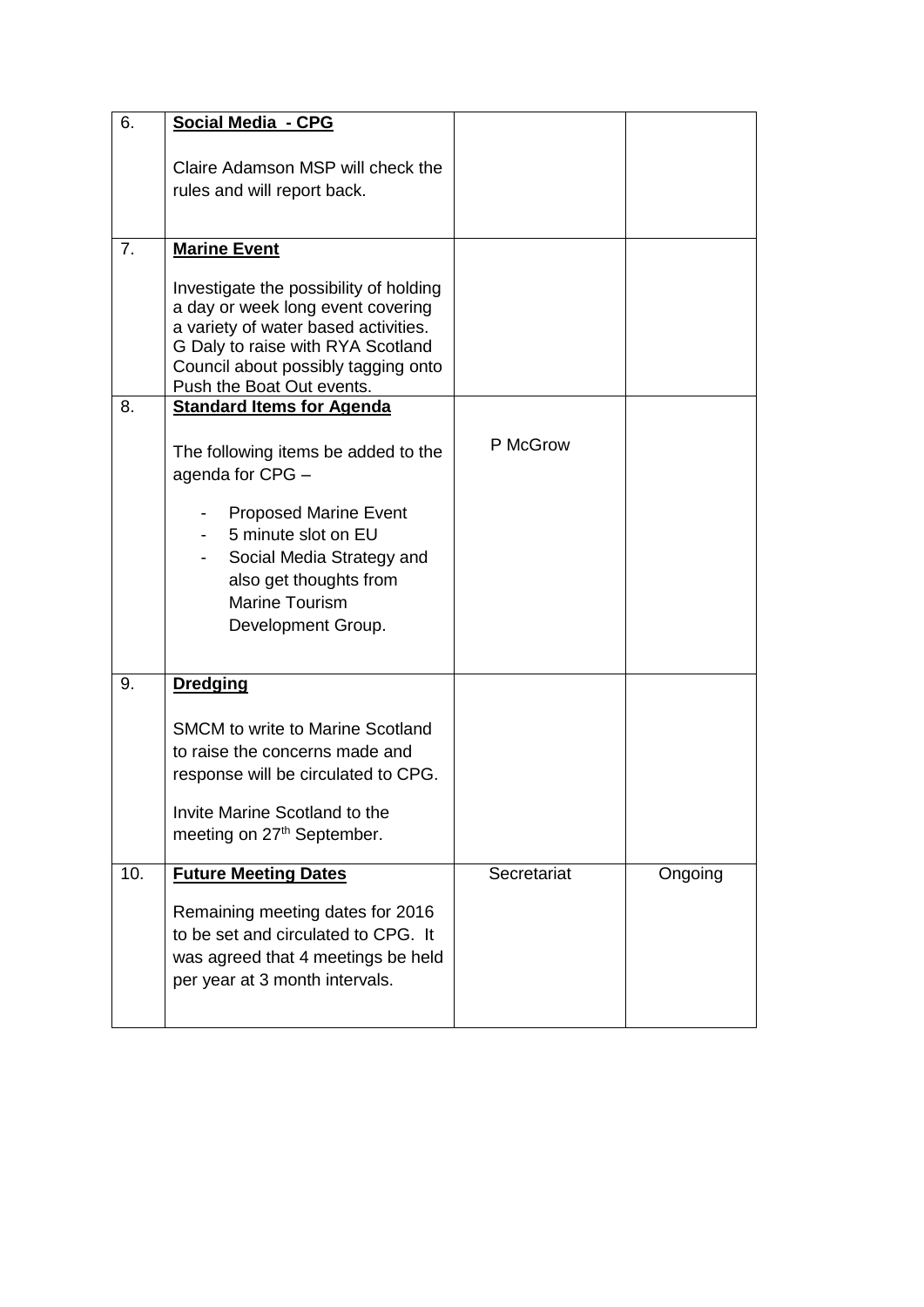| 6. | **Social Media - CPG**<br><br>Claire Adamson MSP will check the rules and will report back. | | |
|---|---|---|---|
| 7. | **Marine Event**<br><br>Investigate the possibility of holding a day or week long event covering a variety of water based activities. G Daly to raise with RYA Scotland Council about possibly tagging onto Push the Boat Out events. | | |
| 8. | **Standard Items for Agenda**<br><br>The following items be added to the agenda for CPG –<br><br>- Proposed Marine Event<br>- 5 minute slot on EU<br>- Social Media Strategy and also get thoughts from Marine Tourism Development Group. | P McGrow | |
| 9. | **Dredging**<br><br>SMCM to write to Marine Scotland to raise the concerns made and response will be circulated to CPG.<br><br>Invite Marine Scotland to the meeting on 27th September. | | |
| 10. | **Future Meeting Dates**<br><br>Remaining meeting dates for 2016 to be set and circulated to CPG. It was agreed that 4 meetings be held per year at 3 month intervals. | Secretariat | Ongoing |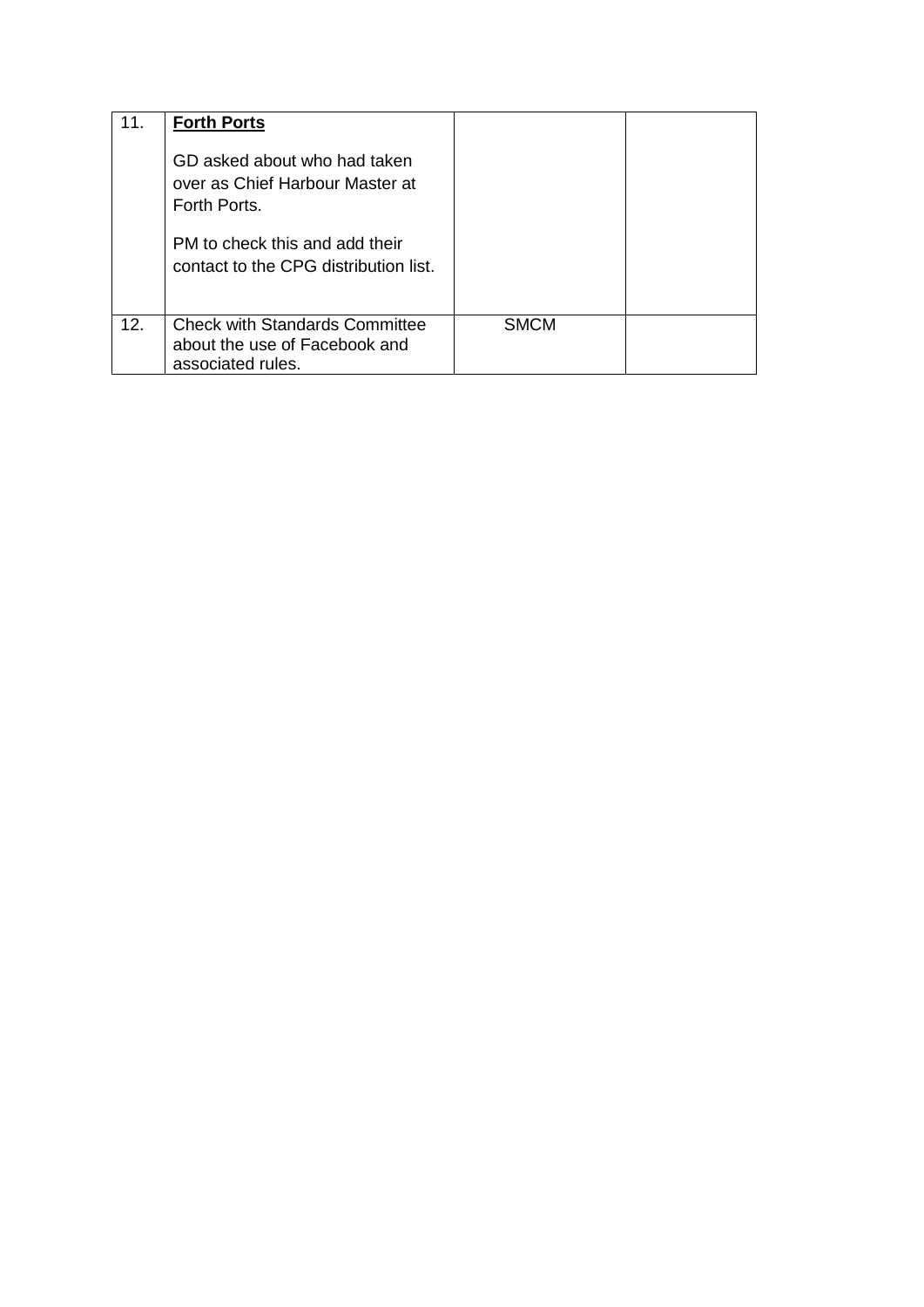| | | | |
|---|---|---|---|
| 11. | **Forth Ports**<br><br>GD asked about who had taken over as Chief Harbour Master at Forth Ports.<br><br>PM to check this and add their contact to the CPG distribution list. | | |
| 12. | Check with Standards Committee about the use of Facebook and associated rules. | SMCM | |